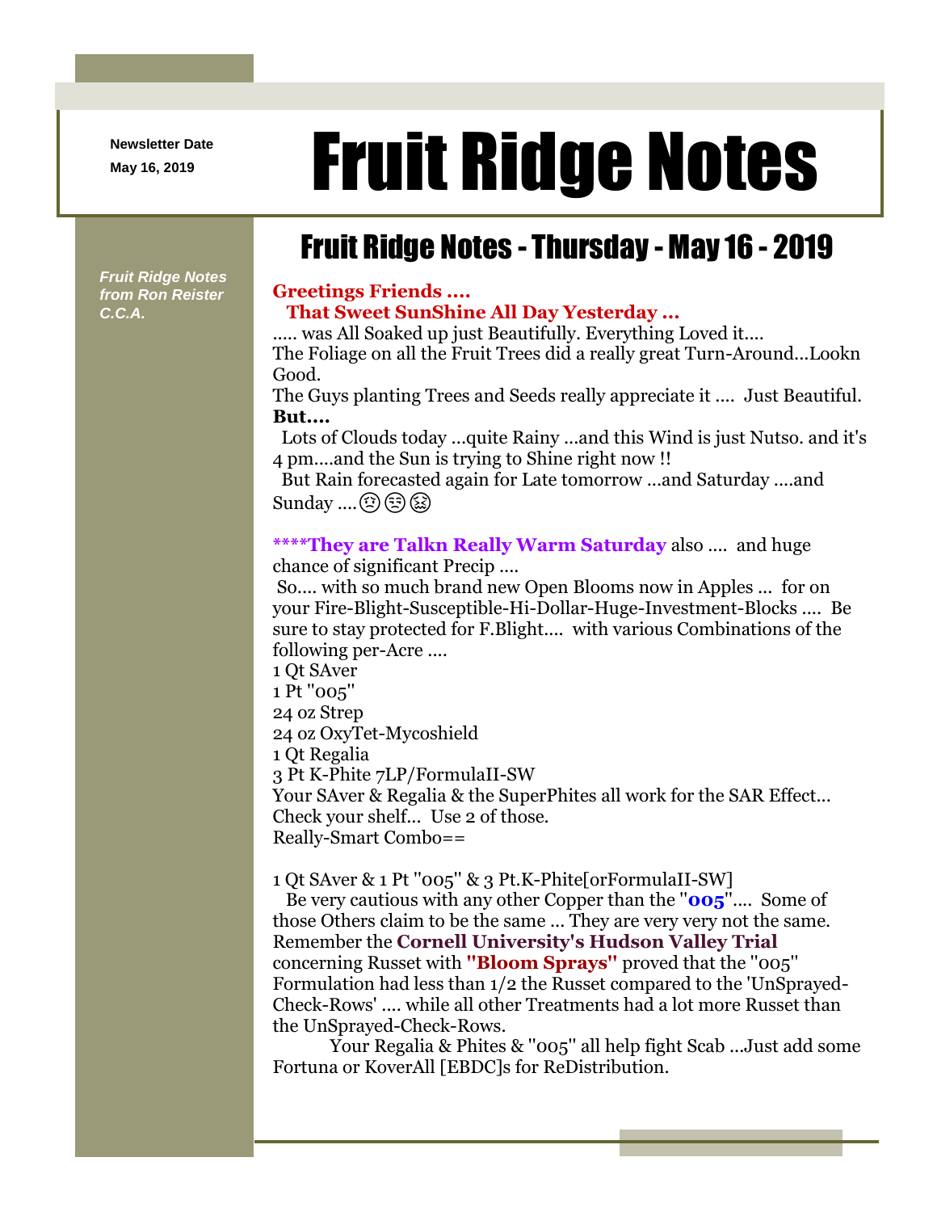Newsletter Date
May 16, 2019

# Fruit Ridge Notes

*Fruit Ridge Notes from Ron Reister C.C.A.*

## Fruit Ridge Notes - Thursday - May 16 - 2019

**Greetings Friends ....**
**That Sweet SunShine All Day Yesterday ...**

..... was All Soaked up just Beautifully. Everything Loved it....
The Foliage on all the Fruit Trees did a really great Turn-Around...Lookn Good.
The Guys planting Trees and Seeds really appreciate it .... Just Beautiful.
**But....**
Lots of Clouds today ...quite Rainy ...and this Wind is just Nutso. and it's 4 pm....and the Sun is trying to Shine right now !!
But Rain forecasted again for Late tomorrow ...and Saturday ....and Sunday ....😟😒😣

**\*\*\*\*They are Talkn Really Warm Saturday** also .... and huge chance of significant Precip ....
So.... with so much brand new Open Blooms now in Apples ... for on your Fire-Blight-Susceptible-Hi-Dollar-Huge-Investment-Blocks .... Be sure to stay protected for F.Blight.... with various Combinations of the following per-Acre ....
1 Qt SAver
1 Pt "005"
24 oz Strep
24 oz OxyTet-Mycoshield
1 Qt Regalia
3 Pt K-Phite 7LP/FormulaII-SW
Your SAver & Regalia & the SuperPhites all work for the SAR Effect... Check your shelf... Use 2 of those.
Really-Smart Combo==

1 Qt SAver & 1 Pt "005" & 3 Pt.K-Phite[orFormulaII-SW]
Be very cautious with any other Copper than the "**005**".... Some of those Others claim to be the same ... They are very very not the same.
Remember the **Cornell University's Hudson Valley Trial** concerning Russet with **"Bloom Sprays"** proved that the "005" Formulation had less than 1/2 the Russet compared to the 'UnSprayed-Check-Rows' .... while all other Treatments had a lot more Russet than the UnSprayed-Check-Rows.
Your Regalia & Phites & "005" all help fight Scab ...Just add some Fortuna or KoverAll [EBDC]s for ReDistribution.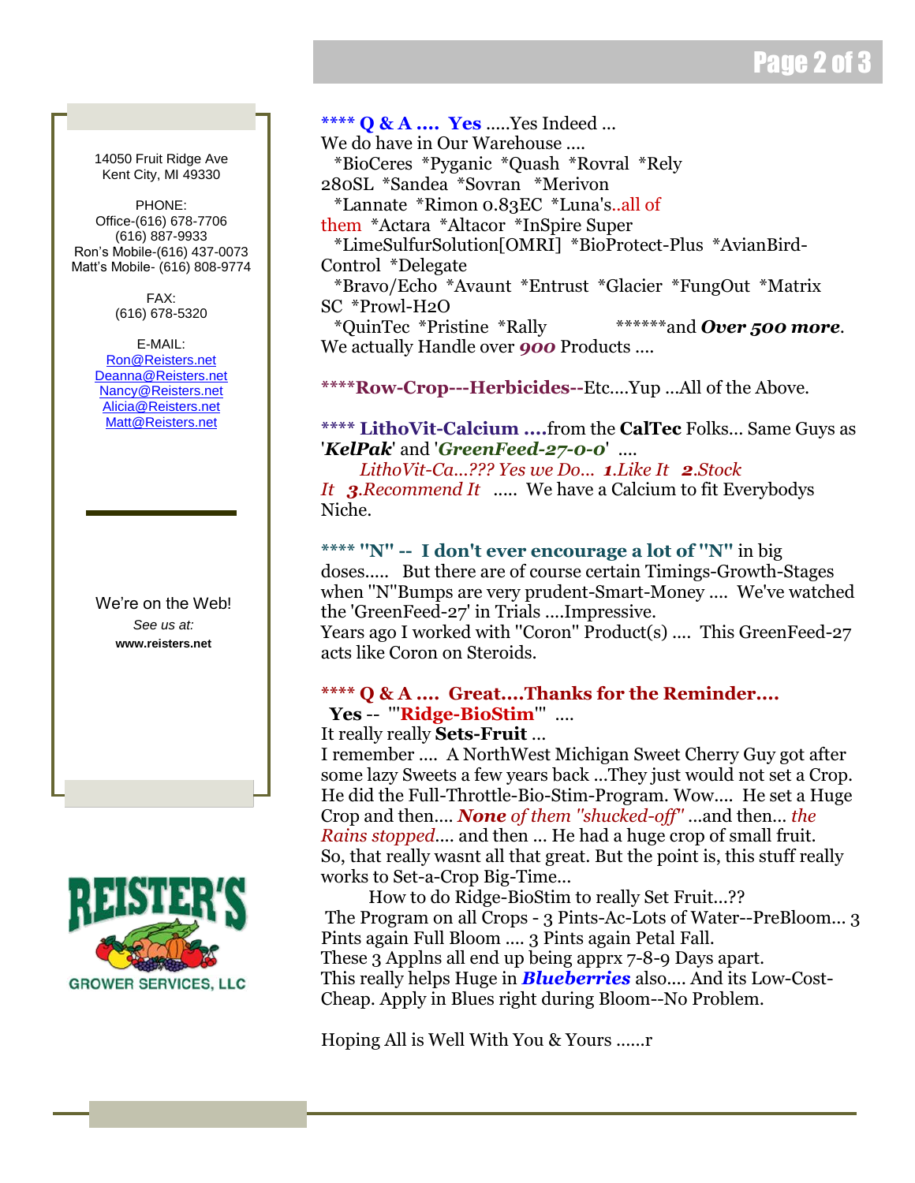14050 Fruit Ridge Ave
Kent City, MI 49330

PHONE:
Office-(616) 678-7706
(616) 887-9933
Ron's Mobile-(616) 437-0073
Matt's Mobile- (616) 808-9774

FAX:
(616) 678-5320

E-MAIL:
Ron@Reisters.net
Deanna@Reisters.net
Nancy@Reisters.net
Alicia@Reisters.net
Matt@Reisters.net

We're on the Web!
*See us at:*
**www.reisters.net**

REISTER'S
GROWER SERVICES, LLC

**\*\*\*\* Q & A .... Yes** .....Yes Indeed ...
We do have in Our Warehouse ....
*BioCeres *Pyganic *Quash *Rovral *Rely 280SL *Sandea *Sovran *Merivon
*Lannate *Rimon 0.83EC *Luna's..all of them *Actara *Altacor *InSpire Super
*LimeSulfurSolution[OMRI] *BioProtect-Plus *AvianBird-Control *Delegate
*Bravo/Echo *Avaunt *Entrust *Glacier *FungOut *Matrix SC *Prowl-H2O
*QuinTec *Pristine *Rally ******and ***Over 500 more***.
We actually Handle over ***900*** Products ....

**\*\*\*\*Row-Crop---Herbicides--**Etc....Yup ...All of the Above.

**\*\*\*\* LithoVit-Calcium ....**from the **CalTec** Folks... Same Guys as '***KelPak***' and '***GreenFeed-27-0-0***' ....
*LithoVit-Ca...??? Yes we Do... **1**.Like It **2**.Stock It **3**.Recommend It* ..... We have a Calcium to fit Everybodys Niche.

**\*\*\*\* "N" -- I don't ever encourage a lot of "N"** in big doses..... But there are of course certain Timings-Growth-Stages when "N"Bumps are very prudent-Smart-Money .... We've watched the 'GreenFeed-27' in Trials ....Impressive.
Years ago I worked with "Coron" Product(s) .... This GreenFeed-27 acts like Coron on Steroids.

**\*\*\*\* Q & A .... Great....Thanks for the Reminder....**
**Yes** -- '"**Ridge-BioStim**"' ....
It really really **Sets-Fruit** ...
I remember .... A NorthWest Michigan Sweet Cherry Guy got after some lazy Sweets a few years back ...They just would not set a Crop. He did the Full-Throttle-Bio-Stim-Program. Wow.... He set a Huge Crop and then.... ***None** of them "shucked-off"* ...and then... *the Rains stopped*.... and then ... He had a huge crop of small fruit. So, that really wasnt all that great. But the point is, this stuff really works to Set-a-Crop Big-Time...

How to do Ridge-BioStim to really Set Fruit...??
The Program on all Crops - 3 Pints-Ac-Lots of Water--PreBloom... 3 Pints again Full Bloom .... 3 Pints again Petal Fall.
These 3 Applns all end up being apprx 7-8-9 Days apart.
This really helps Huge in ***Blueberries*** also.... And its Low-Cost-Cheap. Apply in Blues right during Bloom--No Problem.

Hoping All is Well With You & Yours ......r